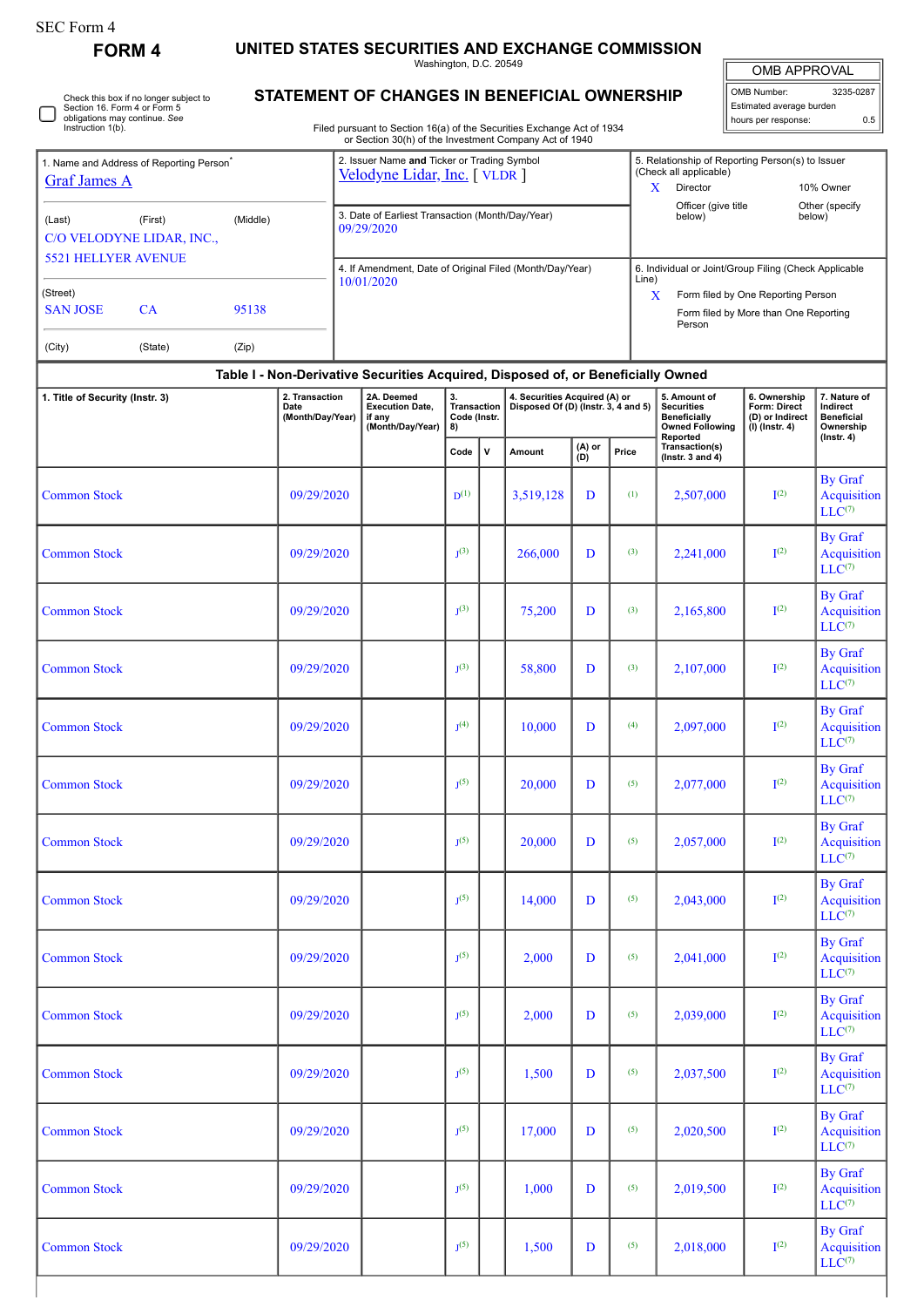SEC Form 4

# FORM 4

## UNITED STATES SECURITIES AND EXCHANGE COMMISSION

Washington, D.C. 20549

## STATEMENT OF CHANGES IN BENEFICIAL OWNERSHIP

Filed pursuant to Section 16(a) of the Securities Exchange Act of 1934 or Section 30(h) of the Investment Company Act of 1940

Check this box if no longer subject to Section 16. Form 4 or Form 5 obligations may continue. *See* Instruction 1(b).

| OMB APPROVAL | |
|---|---|
| OMB Number: | 3235-0287 |
| Estimated average burden | |
| hours per response: | 0.5 |

1. Name and Address of Reporting Person*
Graf James A

(Last) (First) (Middle)
C/O VELODYNE LIDAR, INC.,
5521 HELLYER AVENUE

(Street)
SAN JOSE CA 95138

(City) (State) (Zip)

2. Issuer Name **and** Ticker or Trading Symbol
Velodyne Lidar, Inc. [ VLDR ]

3. Date of Earliest Transaction (Month/Day/Year)
09/29/2020

4. If Amendment, Date of Original Filed (Month/Day/Year)
10/01/2020

5. Relationship of Reporting Person(s) to Issuer (Check all applicable)
X Director
10% Owner
Officer (give title below)
Other (specify below)

6. Individual or Joint/Group Filing (Check Applicable Line)
X Form filed by One Reporting Person
Form filed by More than One Reporting Person

### Table I - Non-Derivative Securities Acquired, Disposed of, or Beneficially Owned

| 1. Title of Security (Instr. 3) | 2. Transaction Date (Month/Day/Year) | 2A. Deemed Execution Date, if any (Month/Day/Year) | 3. Transaction Code (Instr. 8) | | 4. Securities Acquired (A) or Disposed Of (D) (Instr. 3, 4 and 5) | | | 5. Amount of Securities Beneficially Owned Following Reported Transaction(s) (Instr. 3 and 4) | 6. Ownership Form: Direct (D) or Indirect (I) (Instr. 4) | 7. Nature of Indirect Beneficial Ownership (Instr. 4) |
|---|---|---|---|---|---|---|---|---|---|---|
| | | | Code | V | Amount | (A) or (D) | Price | | | |
| Common Stock | 09/29/2020 | | D[1] | | 3,519,128 | D | [1] | 2,507,000 | I[2] | By Graf Acquisition LLC[7] |
| Common Stock | 09/29/2020 | | J[3] | | 266,000 | D | [3] | 2,241,000 | I[2] | By Graf Acquisition LLC[7] |
| Common Stock | 09/29/2020 | | J[3] | | 75,200 | D | [3] | 2,165,800 | I[2] | By Graf Acquisition LLC[7] |
| Common Stock | 09/29/2020 | | J[3] | | 58,800 | D | [3] | 2,107,000 | I[2] | By Graf Acquisition LLC[7] |
| Common Stock | 09/29/2020 | | J[4] | | 10,000 | D | [4] | 2,097,000 | I[2] | By Graf Acquisition LLC[7] |
| Common Stock | 09/29/2020 | | J[5] | | 20,000 | D | [5] | 2,077,000 | I[2] | By Graf Acquisition LLC[7] |
| Common Stock | 09/29/2020 | | J[5] | | 20,000 | D | [5] | 2,057,000 | I[2] | By Graf Acquisition LLC[7] |
| Common Stock | 09/29/2020 | | J[5] | | 14,000 | D | [5] | 2,043,000 | I[2] | By Graf Acquisition LLC[7] |
| Common Stock | 09/29/2020 | | J[5] | | 2,000 | D | [5] | 2,041,000 | I[2] | By Graf Acquisition LLC[7] |
| Common Stock | 09/29/2020 | | J[5] | | 2,000 | D | [5] | 2,039,000 | I[2] | By Graf Acquisition LLC[7] |
| Common Stock | 09/29/2020 | | J[5] | | 1,500 | D | [5] | 2,037,500 | I[2] | By Graf Acquisition LLC[7] |
| Common Stock | 09/29/2020 | | J[5] | | 17,000 | D | [5] | 2,020,500 | I[2] | By Graf Acquisition LLC[7] |
| Common Stock | 09/29/2020 | | J[5] | | 1,000 | D | [5] | 2,019,500 | I[2] | By Graf Acquisition LLC[7] |
| Common Stock | 09/29/2020 | | J[5] | | 1,500 | D | [5] | 2,018,000 | I[2] | By Graf Acquisition LLC[7] |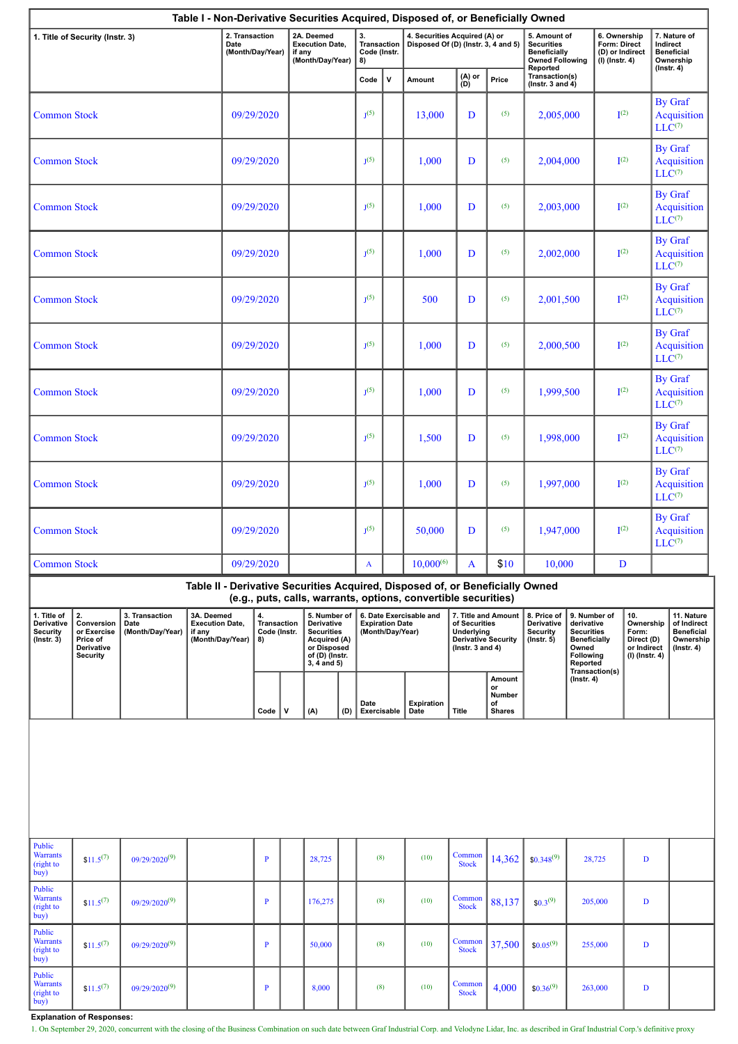## Table I - Non-Derivative Securities Acquired, Disposed of, or Beneficially Owned

| 1. Title of Security (Instr. 3) | 2. Transaction Date (Month/Day/Year) | 2A. Deemed Execution Date, if any (Month/Day/Year) | 3. Transaction Code (Instr. 8) | | 4. Securities Acquired (A) or Disposed Of (D) (Instr. 3, 4 and 5) | | | 5. Amount of Securities Beneficially Owned Following Reported Transaction(s) (Instr. 3 and 4) | 6. Ownership Form: Direct (D) or Indirect (I) (Instr. 4) | 7. Nature of Indirect Beneficial Ownership (Instr. 4) |
|---|---|---|---|---|---|---|---|---|---|---|
| | | | Code | V | Amount | (A) or (D) | Price | | | |
| Common Stock | 09/29/2020 | | J[5] | | 13,000 | D | [5] | 2,005,000 | I[2] | By Graf Acquisition LLC[7] |
| Common Stock | 09/29/2020 | | J[5] | | 1,000 | D | [5] | 2,004,000 | I[2] | By Graf Acquisition LLC[7] |
| Common Stock | 09/29/2020 | | J[5] | | 1,000 | D | [5] | 2,003,000 | I[2] | By Graf Acquisition LLC[7] |
| Common Stock | 09/29/2020 | | J[5] | | 1,000 | D | [5] | 2,002,000 | I[2] | By Graf Acquisition LLC[7] |
| Common Stock | 09/29/2020 | | J[5] | | 500 | D | [5] | 2,001,500 | I[2] | By Graf Acquisition LLC[7] |
| Common Stock | 09/29/2020 | | J[5] | | 1,000 | D | [5] | 2,000,500 | I[2] | By Graf Acquisition LLC[7] |
| Common Stock | 09/29/2020 | | J[5] | | 1,000 | D | [5] | 1,999,500 | I[2] | By Graf Acquisition LLC[7] |
| Common Stock | 09/29/2020 | | J[5] | | 1,500 | D | [5] | 1,998,000 | I[2] | By Graf Acquisition LLC[7] |
| Common Stock | 09/29/2020 | | J[5] | | 1,000 | D | [5] | 1,997,000 | I[2] | By Graf Acquisition LLC[7] |
| Common Stock | 09/29/2020 | | J[5] | | 50,000 | D | [5] | 1,947,000 | I[2] | By Graf Acquisition LLC[7] |
| Common Stock | 09/29/2020 | | A | | 10,000[6] | A | $10 | 10,000 | D | |

## Table II - Derivative Securities Acquired, Disposed of, or Beneficially Owned (e.g., puts, calls, warrants, options, convertible securities)

| 1. Title of Derivative Security (Instr. 3) | 2. Conversion or Exercise Price of Derivative Security | 3. Transaction Date (Month/Day/Year) | 3A. Deemed Execution Date, if any (Month/Day/Year) | 4. Transaction Code (Instr. 8) | | 5. Number of Derivative Securities Acquired (A) or Disposed of (D) (Instr. 3, 4 and 5) | | 6. Date Exercisable and Expiration Date (Month/Day/Year) | | 7. Title and Amount of Securities Underlying Derivative Security (Instr. 3 and 4) | | 8. Price of Derivative Security (Instr. 5) | 9. Number of derivative Securities Beneficially Owned Following Reported Transaction(s) (Instr. 4) | 10. Ownership Form: Direct (D) or Indirect (I) (Instr. 4) | 11. Nature of Indirect Beneficial Ownership (Instr. 4) |
|---|---|---|---|---|---|---|---|---|---|---|---|---|---|---|---|
| | | | | Code | V | (A) | (D) | Date Exercisable | Expiration Date | Title | Amount or Number of Shares | | | | |
| Public Warrants (right to buy) | $11.5[7] | 09/29/2020[9] | | P | | 28,725 | | [8] | [10] | Common Stock | 14,362 | $0.348[9] | 28,725 | D | |
| Public Warrants (right to buy) | $11.5[7] | 09/29/2020[9] | | P | | 176,275 | | [8] | [10] | Common Stock | 88,137 | $0.3[9] | 205,000 | D | |
| Public Warrants (right to buy) | $11.5[7] | 09/29/2020[9] | | P | | 50,000 | | [8] | [10] | Common Stock | 37,500 | $0.05[9] | 255,000 | D | |
| Public Warrants (right to buy) | $11.5[7] | 09/29/2020[9] | | P | | 8,000 | | [8] | [10] | Common Stock | 4,000 | $0.36[9] | 263,000 | D | |

**Explanation of Responses:**

1. On September 29, 2020, concurrent with the closing of the Business Combination on such date between Graf Industrial Corp. and Velodyne Lidar, Inc. as described in Graf Industrial Corp.'s definitive proxy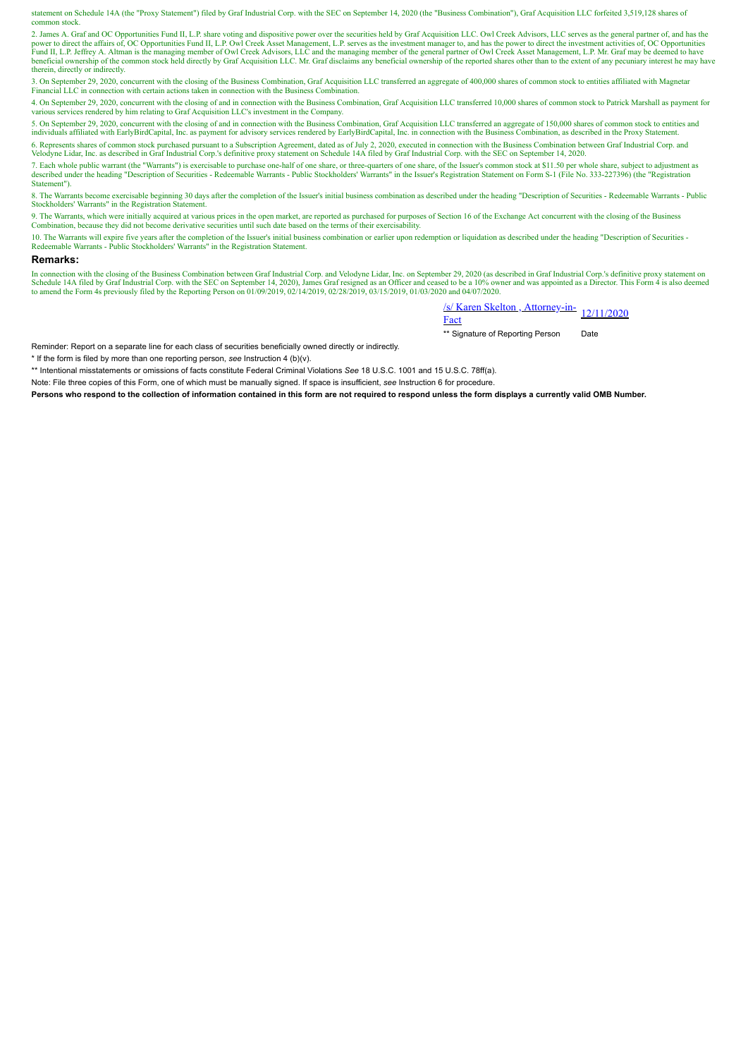statement on Schedule 14A (the "Proxy Statement") filed by Graf Industrial Corp. with the SEC on September 14, 2020 (the "Business Combination"), Graf Acquisition LLC forfeited 3,519,128 shares of common stock.

2. James A. Graf and OC Opportunities Fund II, L.P. share voting and dispositive power over the securities held by Graf Acquisition LLC. Owl Creek Advisors, LLC serves as the general partner of, and has the power to direct the affairs of, OC Opportunities Fund II, L.P. Owl Creek Asset Management, L.P. serves as the investment manager to, and has the power to direct the investment activities of, OC Opportunities Fund II, L.P. Jeffrey A. Altman is the managing member of Owl Creek Advisors, LLC and the managing member of the general partner of Owl Creek Asset Management, L.P. Mr. Graf may be deemed to have beneficial ownership of the common stock held directly by Graf Acquisition LLC. Mr. Graf disclaims any beneficial ownership of the reported shares other than to the extent of any pecuniary interest he may have therein, directly or indirectly.

3. On September 29, 2020, concurrent with the closing of the Business Combination, Graf Acquisition LLC transferred an aggregate of 400,000 shares of common stock to entities affiliated with Magnetar Financial LLC in connection with certain actions taken in connection with the Business Combination.

4. On September 29, 2020, concurrent with the closing of and in connection with the Business Combination, Graf Acquisition LLC transferred 10,000 shares of common stock to Patrick Marshall as payment for various services rendered by him relating to Graf Acquisition LLC's investment in the Company.

5. On September 29, 2020, concurrent with the closing of and in connection with the Business Combination, Graf Acquisition LLC transferred an aggregate of 150,000 shares of common stock to entities and individuals affiliated with EarlyBirdCapital, Inc. as payment for advisory services rendered by EarlyBirdCapital, Inc. in connection with the Business Combination, as described in the Proxy Statement.

6. Represents shares of common stock purchased pursuant to a Subscription Agreement, dated as of July 2, 2020, executed in connection with the Business Combination between Graf Industrial Corp. and Velodyne Lidar, Inc. as described in Graf Industrial Corp.'s definitive proxy statement on Schedule 14A filed by Graf Industrial Corp. with the SEC on September 14, 2020.

7. Each whole public warrant (the "Warrants") is exercisable to purchase one-half of one share, or three-quarters of one share, of the Issuer's common stock at $11.50 per whole share, subject to adjustment as described under the heading "Description of Securities - Redeemable Warrants - Public Stockholders' Warrants" in the Issuer's Registration Statement on Form S-1 (File No. 333-227396) (the "Registration Statement").

8. The Warrants become exercisable beginning 30 days after the completion of the Issuer's initial business combination as described under the heading "Description of Securities - Redeemable Warrants - Public Stockholders' Warrants" in the Registration Statement.

9. The Warrants, which were initially acquired at various prices in the open market, are reported as purchased for purposes of Section 16 of the Exchange Act concurrent with the closing of the Business Combination, because they did not become derivative securities until such date based on the terms of their exercisability.

10. The Warrants will expire five years after the completion of the Issuer's initial business combination or earlier upon redemption or liquidation as described under the heading "Description of Securities - Redeemable Warrants - Public Stockholders' Warrants" in the Registration Statement.

## Remarks:

In connection with the closing of the Business Combination between Graf Industrial Corp. and Velodyne Lidar, Inc. on September 29, 2020 (as described in Graf Industrial Corp.'s definitive proxy statement on Schedule 14A filed by Graf Industrial Corp. with the SEC on September 14, 2020), James Graf resigned as an Officer and ceased to be a 10% owner and was appointed as a Director. This Form 4 is also deemed to amend the Form 4s previously filed by the Reporting Person on 01/09/2019, 02/14/2019, 02/28/2019, 03/15/2019, 01/03/2020 and 04/07/2020.

| | |
|---|---|
| /s/ Karen Skelton , Attorney-in-Fact | 12/11/2020 |
| ** Signature of Reporting Person | Date |

Reminder: Report on a separate line for each class of securities beneficially owned directly or indirectly.

\* If the form is filed by more than one reporting person, *see* Instruction 4 (b)(v).

** Intentional misstatements or omissions of facts constitute Federal Criminal Violations *See* 18 U.S.C. 1001 and 15 U.S.C. 78ff(a).

Note: File three copies of this Form, one of which must be manually signed. If space is insufficient, *see* Instruction 6 for procedure.

**Persons who respond to the collection of information contained in this form are not required to respond unless the form displays a currently valid OMB Number.**